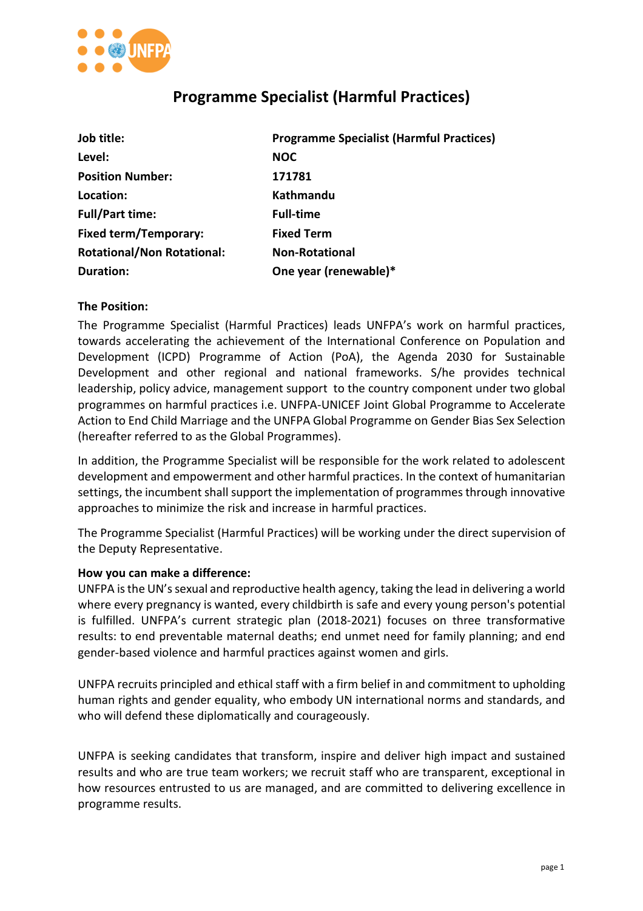# Programme Specialist (Harmful Practices)

| | |
|---|---|
| **Job title:** | **Programme Specialist (Harmful Practices)** |
| **Level:** | **NOC** |
| **Position Number:** | **171781** |
| **Location:** | **Kathmandu** |
| **Full/Part time:** | **Full-time** |
| **Fixed term/Temporary:** | **Fixed Term** |
| **Rotational/Non Rotational:** | **Non-Rotational** |
| **Duration:** | **One year (renewable)*** |

**The Position:**

The Programme Specialist (Harmful Practices) leads UNFPA's work on harmful practices, towards accelerating the achievement of the International Conference on Population and Development (ICPD) Programme of Action (PoA), the Agenda 2030 for Sustainable Development and other regional and national frameworks. S/he provides technical leadership, policy advice, management support to the country component under two global programmes on harmful practices i.e. UNFPA-UNICEF Joint Global Programme to Accelerate Action to End Child Marriage and the UNFPA Global Programme on Gender Bias Sex Selection (hereafter referred to as the Global Programmes).

In addition, the Programme Specialist will be responsible for the work related to adolescent development and empowerment and other harmful practices. In the context of humanitarian settings, the incumbent shall support the implementation of programmes through innovative approaches to minimize the risk and increase in harmful practices.

The Programme Specialist (Harmful Practices) will be working under the direct supervision of the Deputy Representative.

**How you can make a difference:**

UNFPA is the UN's sexual and reproductive health agency, taking the lead in delivering a world where every pregnancy is wanted, every childbirth is safe and every young person's potential is fulfilled. UNFPA's current strategic plan (2018-2021) focuses on three transformative results: to end preventable maternal deaths; end unmet need for family planning; and end gender-based violence and harmful practices against women and girls.

UNFPA recruits principled and ethical staff with a firm belief in and commitment to upholding human rights and gender equality, who embody UN international norms and standards, and who will defend these diplomatically and courageously.

UNFPA is seeking candidates that transform, inspire and deliver high impact and sustained results and who are true team workers; we recruit staff who are transparent, exceptional in how resources entrusted to us are managed, and are committed to delivering excellence in programme results.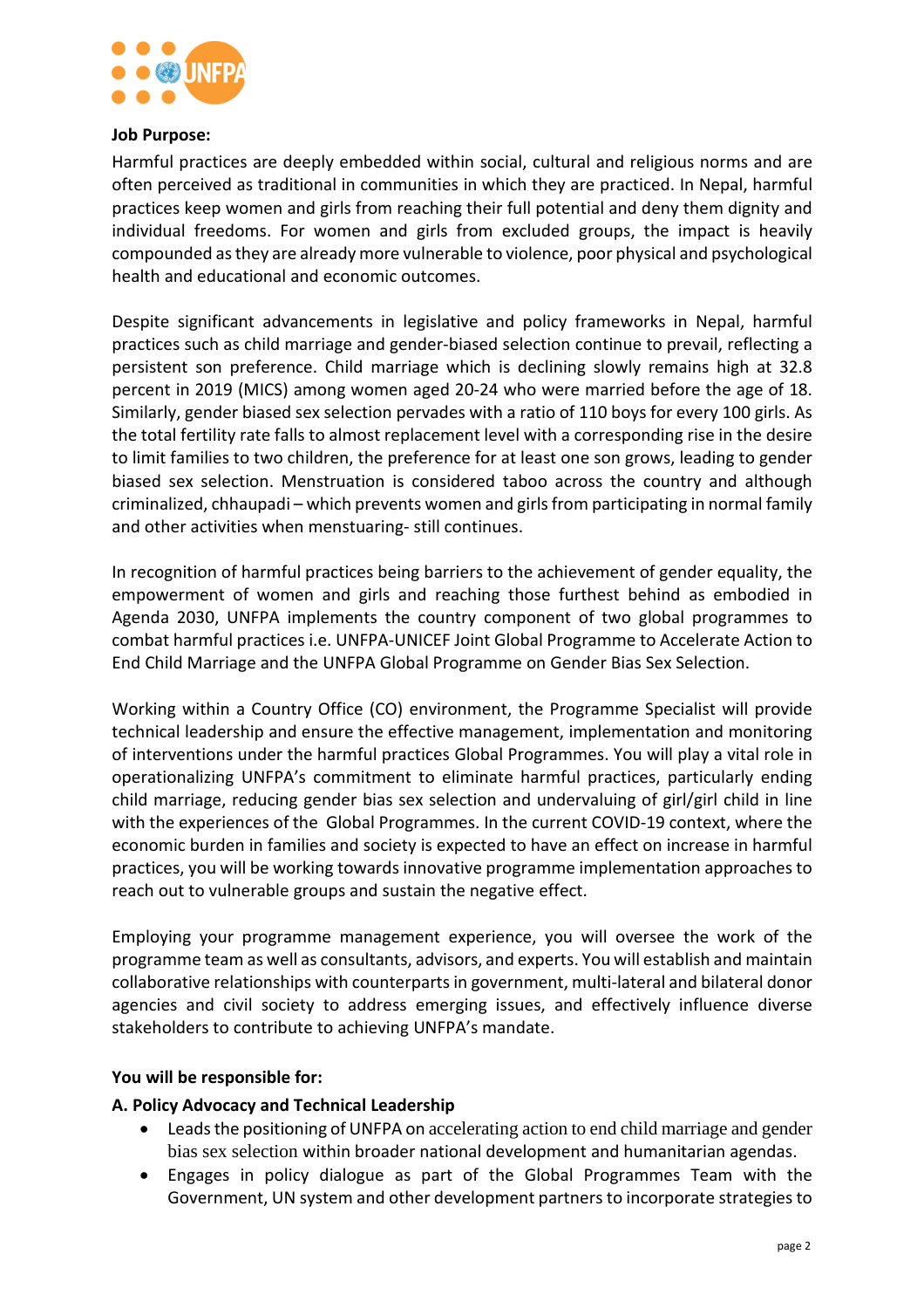**Job Purpose:**

Harmful practices are deeply embedded within social, cultural and religious norms and are often perceived as traditional in communities in which they are practiced. In Nepal, harmful practices keep women and girls from reaching their full potential and deny them dignity and individual freedoms. For women and girls from excluded groups, the impact is heavily compounded as they are already more vulnerable to violence, poor physical and psychological health and educational and economic outcomes.

Despite significant advancements in legislative and policy frameworks in Nepal, harmful practices such as child marriage and gender-biased selection continue to prevail, reflecting a persistent son preference. Child marriage which is declining slowly remains high at 32.8 percent in 2019 (MICS) among women aged 20-24 who were married before the age of 18. Similarly, gender biased sex selection pervades with a ratio of 110 boys for every 100 girls. As the total fertility rate falls to almost replacement level with a corresponding rise in the desire to limit families to two children, the preference for at least one son grows, leading to gender biased sex selection. Menstruation is considered taboo across the country and although criminalized, chhaupadi – which prevents women and girls from participating in normal family and other activities when menstuaring- still continues.

In recognition of harmful practices being barriers to the achievement of gender equality, the empowerment of women and girls and reaching those furthest behind as embodied in Agenda 2030, UNFPA implements the country component of two global programmes to combat harmful practices i.e. UNFPA-UNICEF Joint Global Programme to Accelerate Action to End Child Marriage and the UNFPA Global Programme on Gender Bias Sex Selection.

Working within a Country Office (CO) environment, the Programme Specialist will provide technical leadership and ensure the effective management, implementation and monitoring of interventions under the harmful practices Global Programmes. You will play a vital role in operationalizing UNFPA's commitment to eliminate harmful practices, particularly ending child marriage, reducing gender bias sex selection and undervaluing of girl/girl child in line with the experiences of the Global Programmes. In the current COVID-19 context, where the economic burden in families and society is expected to have an effect on increase in harmful practices, you will be working towards innovative programme implementation approaches to reach out to vulnerable groups and sustain the negative effect.

Employing your programme management experience, you will oversee the work of the programme team as well as consultants, advisors, and experts. You will establish and maintain collaborative relationships with counterparts in government, multi-lateral and bilateral donor agencies and civil society to address emerging issues, and effectively influence diverse stakeholders to contribute to achieving UNFPA's mandate.

**You will be responsible for:**

**A. Policy Advocacy and Technical Leadership**

- Leads the positioning of UNFPA on accelerating action to end child marriage and gender bias sex selection within broader national development and humanitarian agendas.
- Engages in policy dialogue as part of the Global Programmes Team with the Government, UN system and other development partners to incorporate strategies to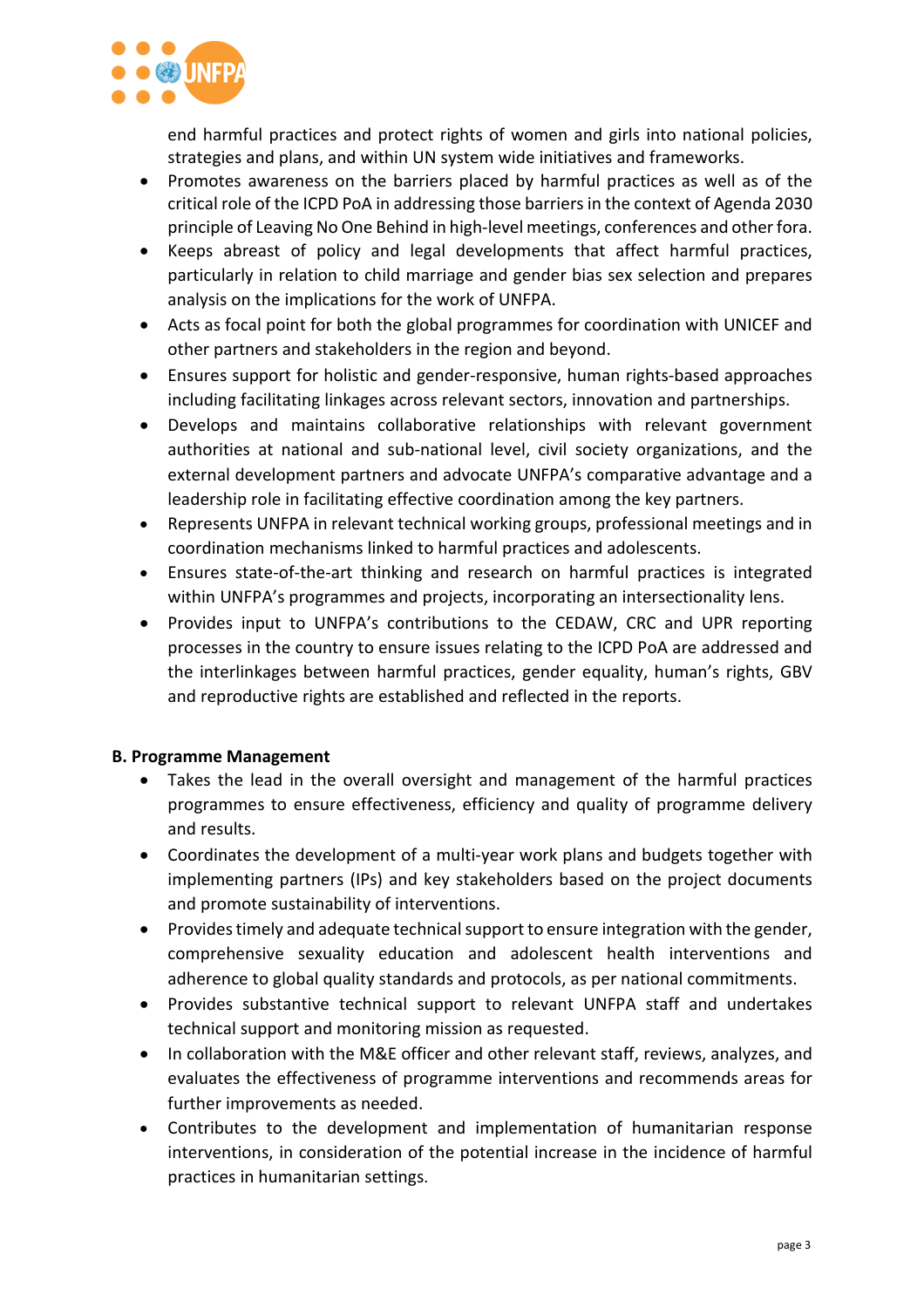end harmful practices and protect rights of women and girls into national policies, strategies and plans, and within UN system wide initiatives and frameworks.

- Promotes awareness on the barriers placed by harmful practices as well as of the critical role of the ICPD PoA in addressing those barriers in the context of Agenda 2030 principle of Leaving No One Behind in high-level meetings, conferences and other fora.
- Keeps abreast of policy and legal developments that affect harmful practices, particularly in relation to child marriage and gender bias sex selection and prepares analysis on the implications for the work of UNFPA.
- Acts as focal point for both the global programmes for coordination with UNICEF and other partners and stakeholders in the region and beyond.
- Ensures support for holistic and gender-responsive, human rights-based approaches including facilitating linkages across relevant sectors, innovation and partnerships.
- Develops and maintains collaborative relationships with relevant government authorities at national and sub-national level, civil society organizations, and the external development partners and advocate UNFPA's comparative advantage and a leadership role in facilitating effective coordination among the key partners.
- Represents UNFPA in relevant technical working groups, professional meetings and in coordination mechanisms linked to harmful practices and adolescents.
- Ensures state-of-the-art thinking and research on harmful practices is integrated within UNFPA's programmes and projects, incorporating an intersectionality lens.
- Provides input to UNFPA's contributions to the CEDAW, CRC and UPR reporting processes in the country to ensure issues relating to the ICPD PoA are addressed and the interlinkages between harmful practices, gender equality, human's rights, GBV and reproductive rights are established and reflected in the reports.

**B. Programme Management**

- Takes the lead in the overall oversight and management of the harmful practices programmes to ensure effectiveness, efficiency and quality of programme delivery and results.
- Coordinates the development of a multi-year work plans and budgets together with implementing partners (IPs) and key stakeholders based on the project documents and promote sustainability of interventions.
- Provides timely and adequate technical support to ensure integration with the gender, comprehensive sexuality education and adolescent health interventions and adherence to global quality standards and protocols, as per national commitments.
- Provides substantive technical support to relevant UNFPA staff and undertakes technical support and monitoring mission as requested.
- In collaboration with the M&E officer and other relevant staff, reviews, analyzes, and evaluates the effectiveness of programme interventions and recommends areas for further improvements as needed.
- Contributes to the development and implementation of humanitarian response interventions, in consideration of the potential increase in the incidence of harmful practices in humanitarian settings.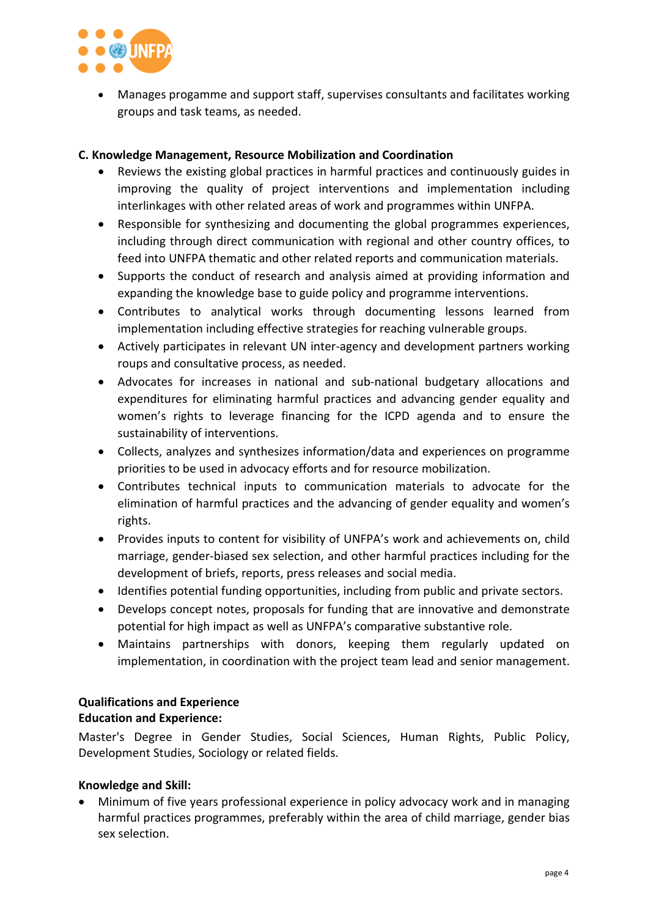- Manages progamme and support staff, supervises consultants and facilitates working groups and task teams, as needed.

**C. Knowledge Management, Resource Mobilization and Coordination**

- Reviews the existing global practices in harmful practices and continuously guides in improving the quality of project interventions and implementation including interlinkages with other related areas of work and programmes within UNFPA.
- Responsible for synthesizing and documenting the global programmes experiences, including through direct communication with regional and other country offices, to feed into UNFPA thematic and other related reports and communication materials.
- Supports the conduct of research and analysis aimed at providing information and expanding the knowledge base to guide policy and programme interventions.
- Contributes to analytical works through documenting lessons learned from implementation including effective strategies for reaching vulnerable groups.
- Actively participates in relevant UN inter-agency and development partners working roups and consultative process, as needed.
- Advocates for increases in national and sub-national budgetary allocations and expenditures for eliminating harmful practices and advancing gender equality and women's rights to leverage financing for the ICPD agenda and to ensure the sustainability of interventions.
- Collects, analyzes and synthesizes information/data and experiences on programme priorities to be used in advocacy efforts and for resource mobilization.
- Contributes technical inputs to communication materials to advocate for the elimination of harmful practices and the advancing of gender equality and women's rights.
- Provides inputs to content for visibility of UNFPA's work and achievements on, child marriage, gender-biased sex selection, and other harmful practices including for the development of briefs, reports, press releases and social media.
- Identifies potential funding opportunities, including from public and private sectors.
- Develops concept notes, proposals for funding that are innovative and demonstrate potential for high impact as well as UNFPA's comparative substantive role.
- Maintains partnerships with donors, keeping them regularly updated on implementation, in coordination with the project team lead and senior management.

**Qualifications and Experience**

**Education and Experience:**

Master's Degree in Gender Studies, Social Sciences, Human Rights, Public Policy, Development Studies, Sociology or related fields.

**Knowledge and Skill:**

- Minimum of five years professional experience in policy advocacy work and in managing harmful practices programmes, preferably within the area of child marriage, gender bias sex selection.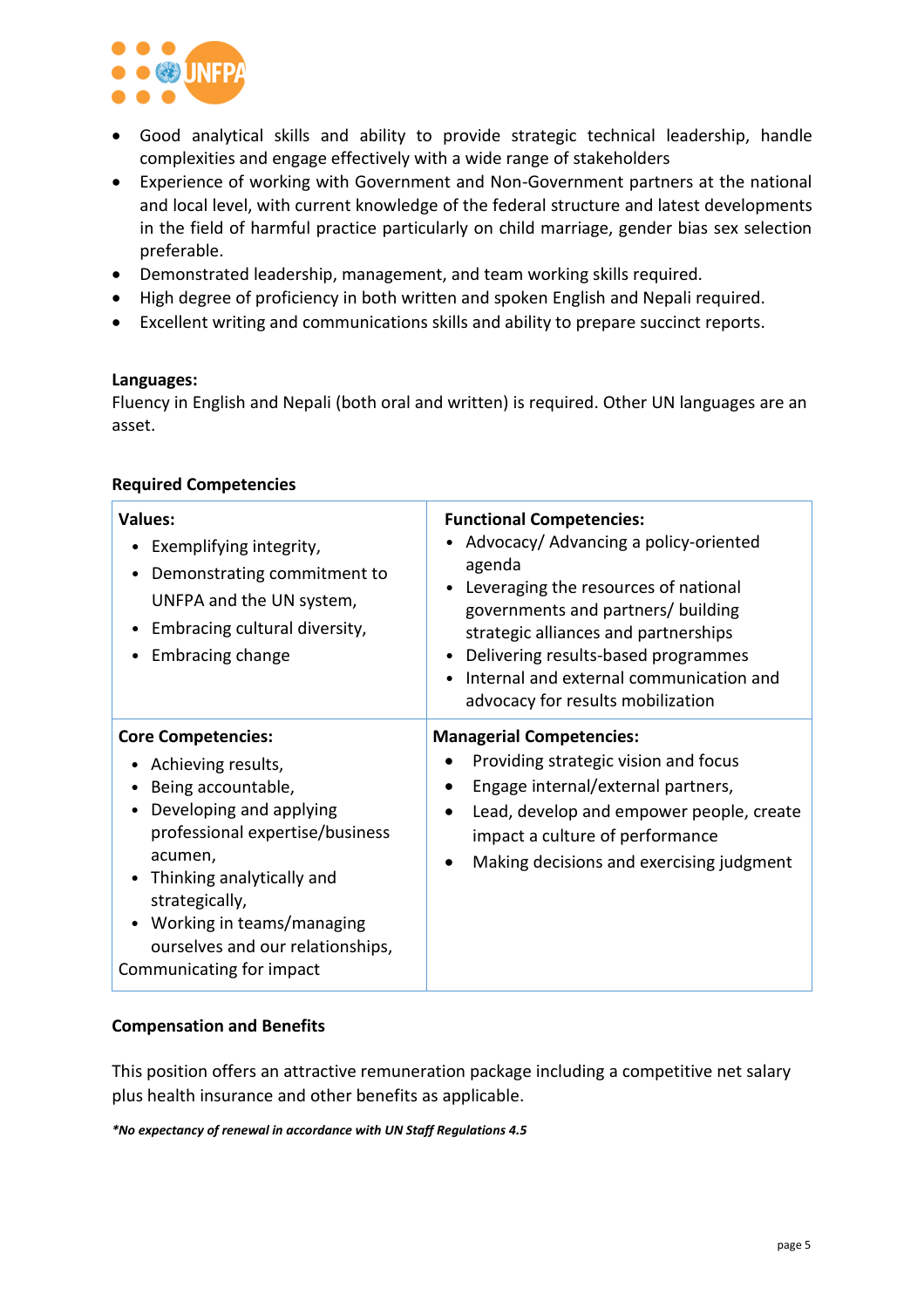- Good analytical skills and ability to provide strategic technical leadership, handle complexities and engage effectively with a wide range of stakeholders
- Experience of working with Government and Non-Government partners at the national and local level, with current knowledge of the federal structure and latest developments in the field of harmful practice particularly on child marriage, gender bias sex selection preferable.
- Demonstrated leadership, management, and team working skills required.
- High degree of proficiency in both written and spoken English and Nepali required.
- Excellent writing and communications skills and ability to prepare succinct reports.

**Languages:**
Fluency in English and Nepali (both oral and written) is required. Other UN languages are an asset.

**Required Competencies**

| **Values:** | **Functional Competencies:** |
|---|---|
| • Exemplifying integrity,<br>• Demonstrating commitment to UNFPA and the UN system,<br>• Embracing cultural diversity,<br>• Embracing change | • Advocacy/ Advancing a policy-oriented agenda<br>• Leveraging the resources of national governments and partners/ building strategic alliances and partnerships<br>• Delivering results-based programmes<br>• Internal and external communication and advocacy for results mobilization |
| **Core Competencies:** | **Managerial Competencies:** |
| • Achieving results,<br>• Being accountable,<br>• Developing and applying professional expertise/business acumen,<br>• Thinking analytically and strategically,<br>• Working in teams/managing ourselves and our relationships,<br>Communicating for impact | • Providing strategic vision and focus<br>• Engage internal/external partners,<br>• Lead, develop and empower people, create impact a culture of performance<br>• Making decisions and exercising judgment |

**Compensation and Benefits**

This position offers an attractive remuneration package including a competitive net salary plus health insurance and other benefits as applicable.

***No expectancy of renewal in accordance with UN Staff Regulations 4.5***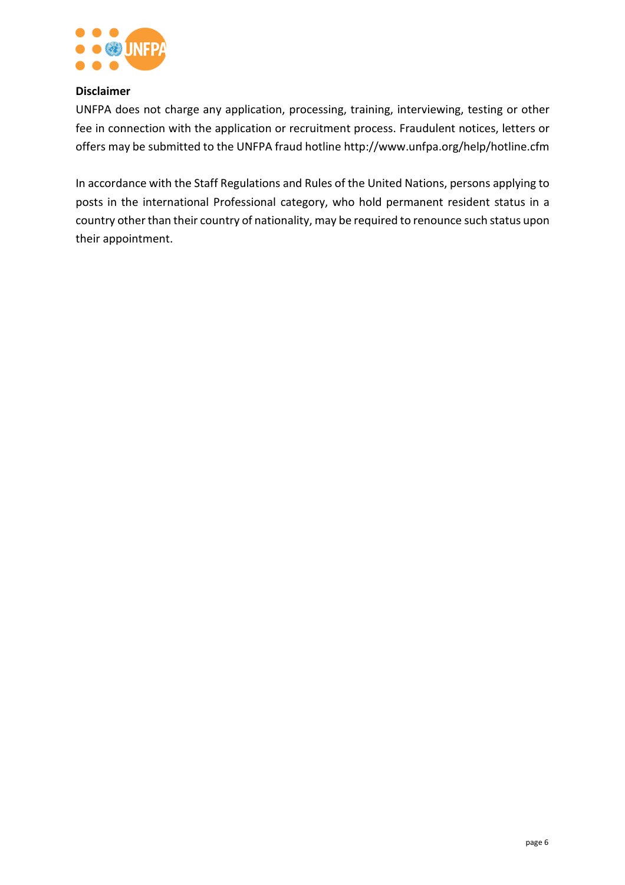**Disclaimer**

UNFPA does not charge any application, processing, training, interviewing, testing or other fee in connection with the application or recruitment process. Fraudulent notices, letters or offers may be submitted to the UNFPA fraud hotline http://www.unfpa.org/help/hotline.cfm

In accordance with the Staff Regulations and Rules of the United Nations, persons applying to posts in the international Professional category, who hold permanent resident status in a country other than their country of nationality, may be required to renounce such status upon their appointment.